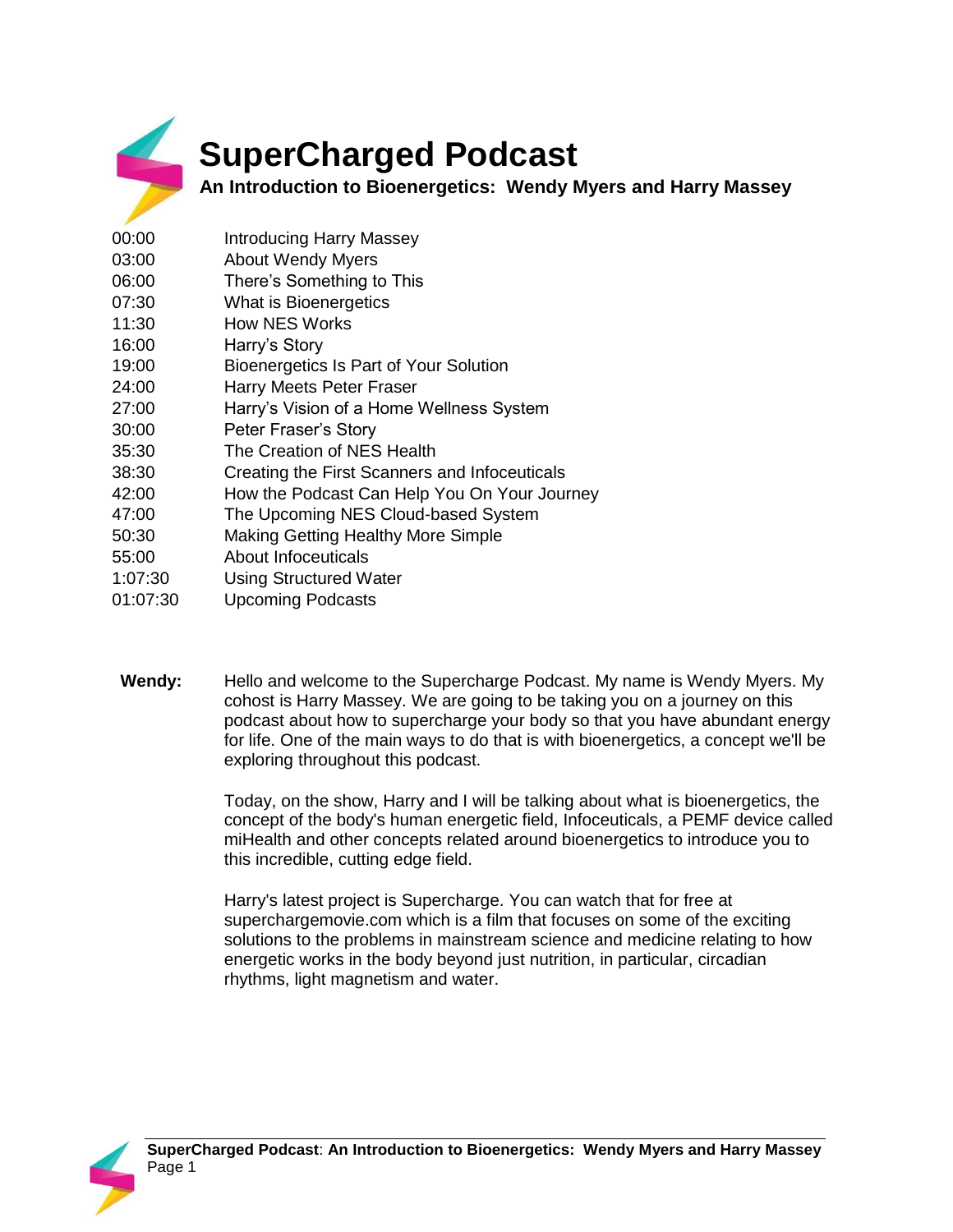# SuperCharged Podcast

## An Introduction to Bioenergetics: Wendy Myers and Harry Massey

| | |
|---|---|
| 00:00 | Introducing Harry Massey |
| 03:00 | About Wendy Myers |
| 06:00 | There's Something to This |
| 07:30 | What is Bioenergetics |
| 11:30 | How NES Works |
| 16:00 | Harry's Story |
| 19:00 | Bioenergetics Is Part of Your Solution |
| 24:00 | Harry Meets Peter Fraser |
| 27:00 | Harry's Vision of a Home Wellness System |
| 30:00 | Peter Fraser's Story |
| 35:30 | The Creation of NES Health |
| 38:30 | Creating the First Scanners and Infoceuticals |
| 42:00 | How the Podcast Can Help You On Your Journey |
| 47:00 | The Upcoming NES Cloud-based System |
| 50:30 | Making Getting Healthy More Simple |
| 55:00 | About Infoceuticals |
| 1:07:30 | Using Structured Water |
| 01:07:30 | Upcoming Podcasts |

**Wendy:** Hello and welcome to the Supercharge Podcast. My name is Wendy Myers. My cohost is Harry Massey. We are going to be taking you on a journey on this podcast about how to supercharge your body so that you have abundant energy for life. One of the main ways to do that is with bioenergetics, a concept we'll be exploring throughout this podcast.

Today, on the show, Harry and I will be talking about what is bioenergetics, the concept of the body's human energetic field, Infoceuticals, a PEMF device called miHealth and other concepts related around bioenergetics to introduce you to this incredible, cutting edge field.

Harry's latest project is Supercharge. You can watch that for free at superchargemovie.com which is a film that focuses on some of the exciting solutions to the problems in mainstream science and medicine relating to how energetic works in the body beyond just nutrition, in particular, circadian rhythms, light magnetism and water.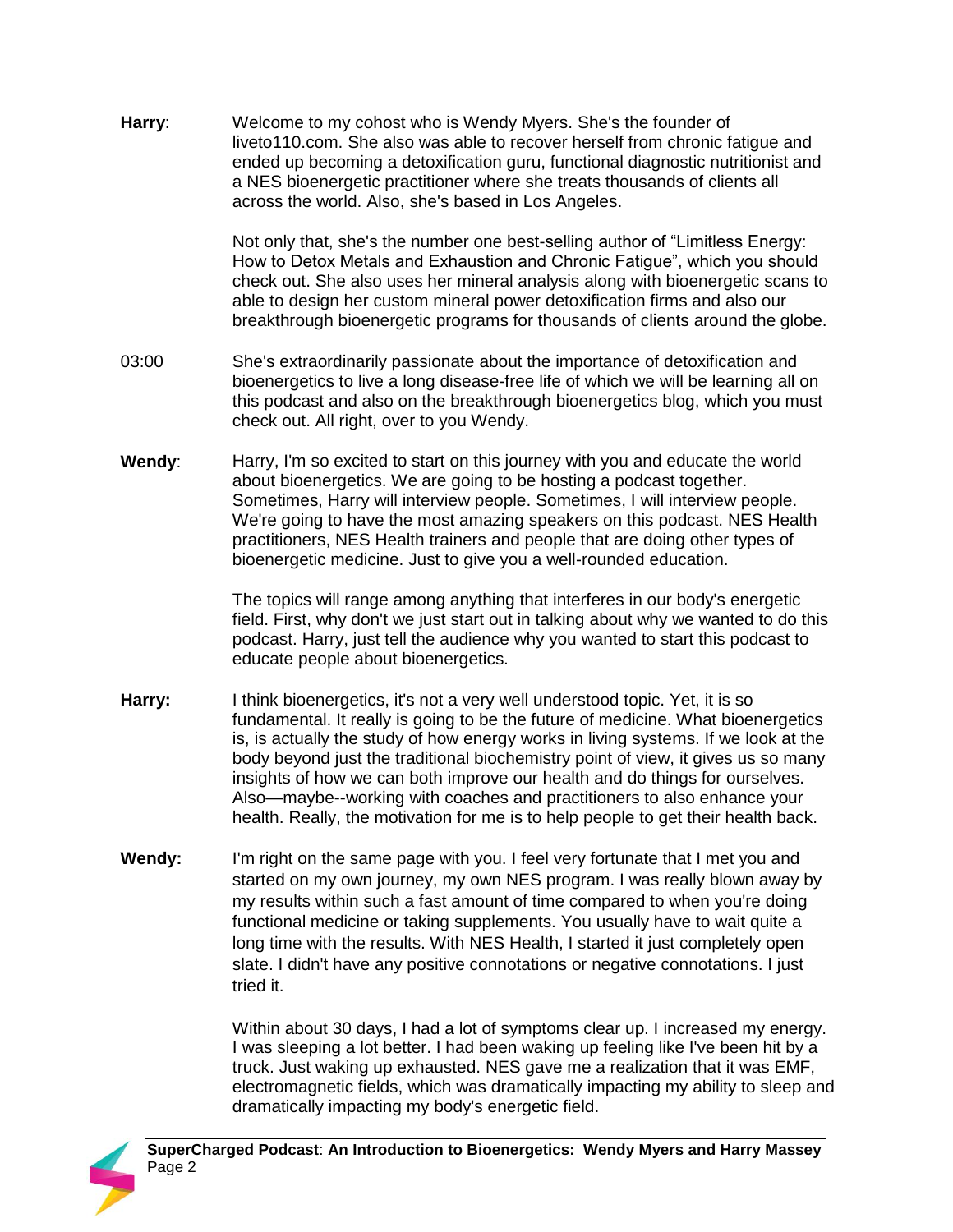**Harry**: Welcome to my cohost who is Wendy Myers. She's the founder of liveto110.com. She also was able to recover herself from chronic fatigue and ended up becoming a detoxification guru, functional diagnostic nutritionist and a NES bioenergetic practitioner where she treats thousands of clients all across the world. Also, she's based in Los Angeles.

Not only that, she's the number one best-selling author of "Limitless Energy: How to Detox Metals and Exhaustion and Chronic Fatigue", which you should check out. She also uses her mineral analysis along with bioenergetic scans to able to design her custom mineral power detoxification firms and also our breakthrough bioenergetic programs for thousands of clients around the globe.

03:00 She's extraordinarily passionate about the importance of detoxification and bioenergetics to live a long disease-free life of which we will be learning all on this podcast and also on the breakthrough bioenergetics blog, which you must check out. All right, over to you Wendy.

**Wendy**: Harry, I'm so excited to start on this journey with you and educate the world about bioenergetics. We are going to be hosting a podcast together. Sometimes, Harry will interview people. Sometimes, I will interview people. We're going to have the most amazing speakers on this podcast. NES Health practitioners, NES Health trainers and people that are doing other types of bioenergetic medicine. Just to give you a well-rounded education.

The topics will range among anything that interferes in our body's energetic field. First, why don't we just start out in talking about why we wanted to do this podcast. Harry, just tell the audience why you wanted to start this podcast to educate people about bioenergetics.

**Harry:** I think bioenergetics, it's not a very well understood topic. Yet, it is so fundamental. It really is going to be the future of medicine. What bioenergetics is, is actually the study of how energy works in living systems. If we look at the body beyond just the traditional biochemistry point of view, it gives us so many insights of how we can both improve our health and do things for ourselves. Also—maybe--working with coaches and practitioners to also enhance your health. Really, the motivation for me is to help people to get their health back.

**Wendy:** I'm right on the same page with you. I feel very fortunate that I met you and started on my own journey, my own NES program. I was really blown away by my results within such a fast amount of time compared to when you're doing functional medicine or taking supplements. You usually have to wait quite a long time with the results. With NES Health, I started it just completely open slate. I didn't have any positive connotations or negative connotations. I just tried it.

Within about 30 days, I had a lot of symptoms clear up. I increased my energy. I was sleeping a lot better. I had been waking up feeling like I've been hit by a truck. Just waking up exhausted. NES gave me a realization that it was EMF, electromagnetic fields, which was dramatically impacting my ability to sleep and dramatically impacting my body's energetic field.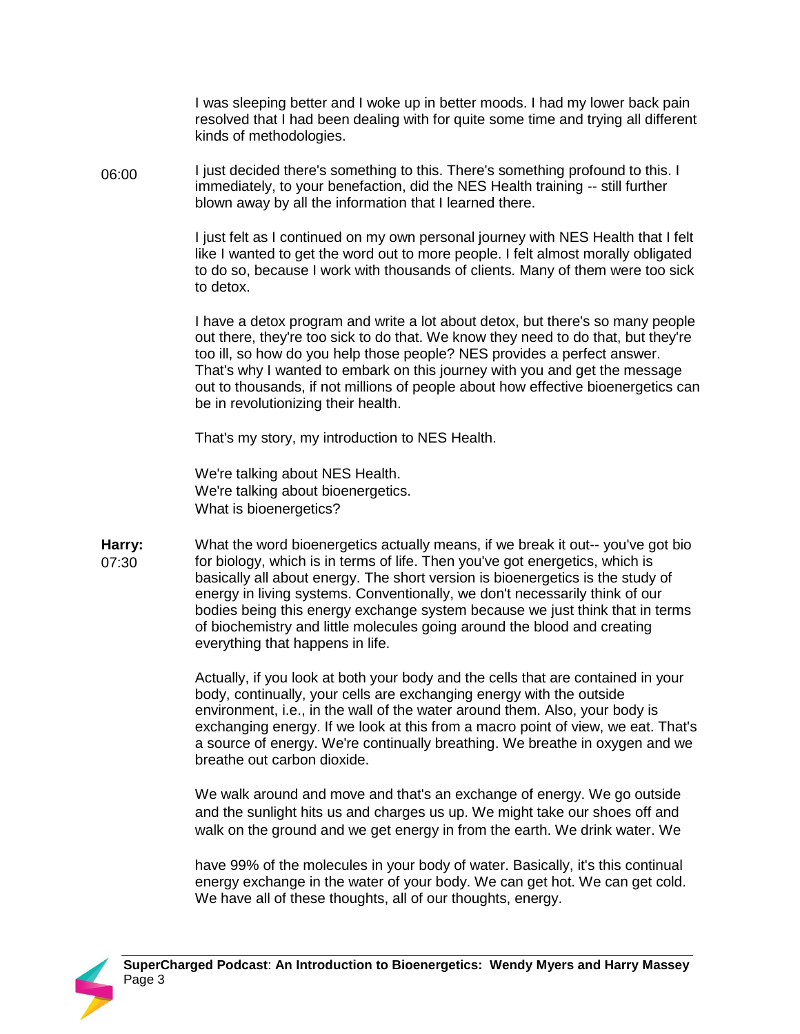I was sleeping better and I woke up in better moods. I had my lower back pain resolved that I had been dealing with for quite some time and trying all different kinds of methodologies.

06:00 I just decided there's something to this. There's something profound to this. I immediately, to your benefaction, did the NES Health training -- still further blown away by all the information that I learned there.

I just felt as I continued on my own personal journey with NES Health that I felt like I wanted to get the word out to more people. I felt almost morally obligated to do so, because I work with thousands of clients. Many of them were too sick to detox.

I have a detox program and write a lot about detox, but there's so many people out there, they're too sick to do that. We know they need to do that, but they're too ill, so how do you help those people? NES provides a perfect answer. That's why I wanted to embark on this journey with you and get the message out to thousands, if not millions of people about how effective bioenergetics can be in revolutionizing their health.

That's my story, my introduction to NES Health.

We're talking about NES Health.
We're talking about bioenergetics.
What is bioenergetics?

**Harry:** 07:30 What the word bioenergetics actually means, if we break it out-- you've got bio for biology, which is in terms of life. Then you've got energetics, which is basically all about energy. The short version is bioenergetics is the study of energy in living systems. Conventionally, we don't necessarily think of our bodies being this energy exchange system because we just think that in terms of biochemistry and little molecules going around the blood and creating everything that happens in life.

Actually, if you look at both your body and the cells that are contained in your body, continually, your cells are exchanging energy with the outside environment, i.e., in the wall of the water around them. Also, your body is exchanging energy. If we look at this from a macro point of view, we eat. That's a source of energy. We're continually breathing. We breathe in oxygen and we breathe out carbon dioxide.

We walk around and move and that's an exchange of energy. We go outside and the sunlight hits us and charges us up. We might take our shoes off and walk on the ground and we get energy in from the earth. We drink water. We have 99% of the molecules in your body of water. Basically, it's this continual energy exchange in the water of your body. We can get hot. We can get cold. We have all of these thoughts, all of our thoughts, energy.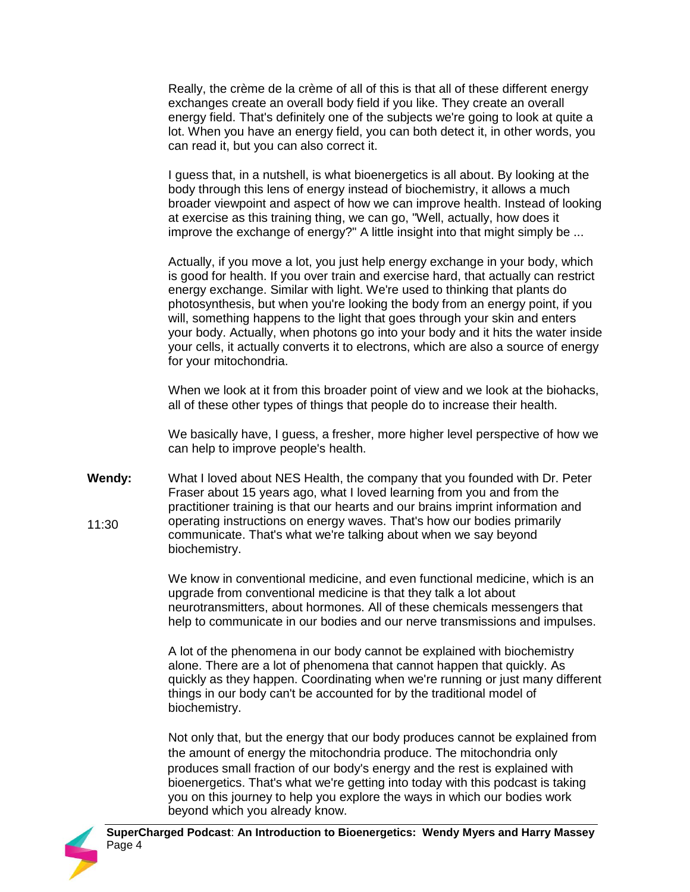Really, the crème de la crème of all of this is that all of these different energy exchanges create an overall body field if you like. They create an overall energy field. That's definitely one of the subjects we're going to look at quite a lot. When you have an energy field, you can both detect it, in other words, you can read it, but you can also correct it.

I guess that, in a nutshell, is what bioenergetics is all about. By looking at the body through this lens of energy instead of biochemistry, it allows a much broader viewpoint and aspect of how we can improve health. Instead of looking at exercise as this training thing, we can go, "Well, actually, how does it improve the exchange of energy?" A little insight into that might simply be ...

Actually, if you move a lot, you just help energy exchange in your body, which is good for health. If you over train and exercise hard, that actually can restrict energy exchange. Similar with light. We're used to thinking that plants do photosynthesis, but when you're looking the body from an energy point, if you will, something happens to the light that goes through your skin and enters your body. Actually, when photons go into your body and it hits the water inside your cells, it actually converts it to electrons, which are also a source of energy for your mitochondria.

When we look at it from this broader point of view and we look at the biohacks, all of these other types of things that people do to increase their health.

We basically have, I guess, a fresher, more higher level perspective of how we can help to improve people's health.

**Wendy:** What I loved about NES Health, the company that you founded with Dr. Peter Fraser about 15 years ago, what I loved learning from you and from the practitioner training is that our hearts and our brains imprint information and operating instructions on energy waves. That's how our bodies primarily communicate. That's what we're talking about when we say beyond biochemistry.

11:30

We know in conventional medicine, and even functional medicine, which is an upgrade from conventional medicine is that they talk a lot about neurotransmitters, about hormones. All of these chemicals messengers that help to communicate in our bodies and our nerve transmissions and impulses.

A lot of the phenomena in our body cannot be explained with biochemistry alone. There are a lot of phenomena that cannot happen that quickly. As quickly as they happen. Coordinating when we're running or just many different things in our body can't be accounted for by the traditional model of biochemistry.

Not only that, but the energy that our body produces cannot be explained from the amount of energy the mitochondria produce. The mitochondria only produces small fraction of our body's energy and the rest is explained with bioenergetics. That's what we're getting into today with this podcast is taking you on this journey to help you explore the ways in which our bodies work beyond which you already know.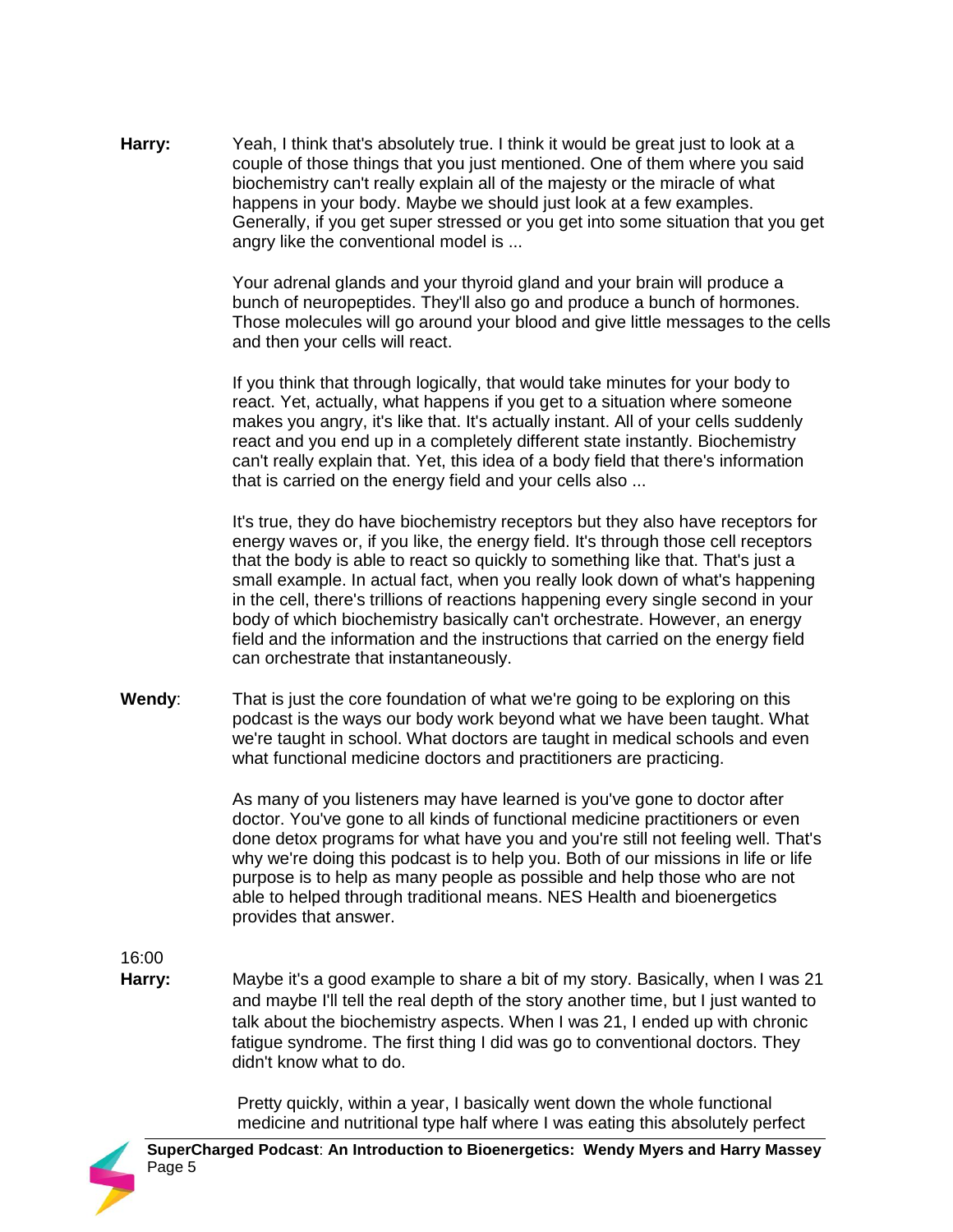**Harry:** Yeah, I think that's absolutely true. I think it would be great just to look at a couple of those things that you just mentioned. One of them where you said biochemistry can't really explain all of the majesty or the miracle of what happens in your body. Maybe we should just look at a few examples. Generally, if you get super stressed or you get into some situation that you get angry like the conventional model is ...

Your adrenal glands and your thyroid gland and your brain will produce a bunch of neuropeptides. They'll also go and produce a bunch of hormones. Those molecules will go around your blood and give little messages to the cells and then your cells will react.

If you think that through logically, that would take minutes for your body to react. Yet, actually, what happens if you get to a situation where someone makes you angry, it's like that. It's actually instant. All of your cells suddenly react and you end up in a completely different state instantly. Biochemistry can't really explain that. Yet, this idea of a body field that there's information that is carried on the energy field and your cells also ...

It's true, they do have biochemistry receptors but they also have receptors for energy waves or, if you like, the energy field. It's through those cell receptors that the body is able to react so quickly to something like that. That's just a small example. In actual fact, when you really look down of what's happening in the cell, there's trillions of reactions happening every single second in your body of which biochemistry basically can't orchestrate. However, an energy field and the information and the instructions that carried on the energy field can orchestrate that instantaneously.

**Wendy**: That is just the core foundation of what we're going to be exploring on this podcast is the ways our body work beyond what we have been taught. What we're taught in school. What doctors are taught in medical schools and even what functional medicine doctors and practitioners are practicing.

As many of you listeners may have learned is you've gone to doctor after doctor. You've gone to all kinds of functional medicine practitioners or even done detox programs for what have you and you're still not feeling well. That's why we're doing this podcast is to help you. Both of our missions in life or life purpose is to help as many people as possible and help those who are not able to helped through traditional means. NES Health and bioenergetics provides that answer.

16:00

**Harry:** Maybe it's a good example to share a bit of my story. Basically, when I was 21 and maybe I'll tell the real depth of the story another time, but I just wanted to talk about the biochemistry aspects. When I was 21, I ended up with chronic fatigue syndrome. The first thing I did was go to conventional doctors. They didn't know what to do.

Pretty quickly, within a year, I basically went down the whole functional medicine and nutritional type half where I was eating this absolutely perfect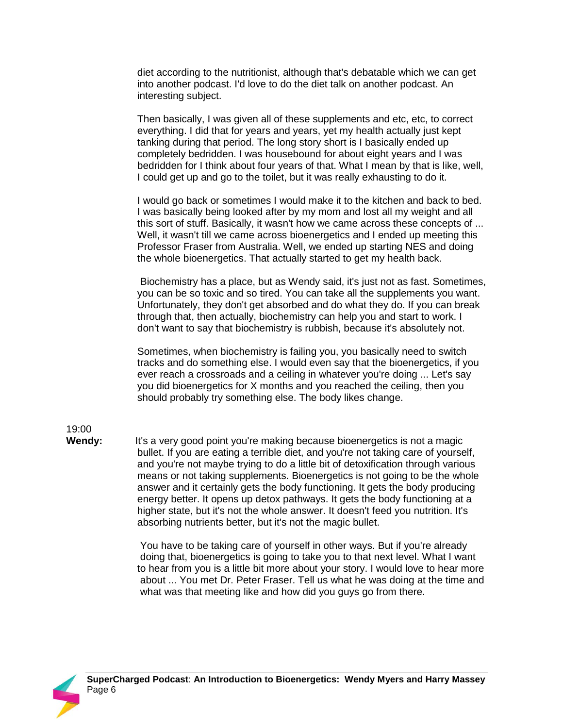diet according to the nutritionist, although that's debatable which we can get into another podcast. I'd love to do the diet talk on another podcast. An interesting subject.

Then basically, I was given all of these supplements and etc, etc, to correct everything. I did that for years and years, yet my health actually just kept tanking during that period. The long story short is I basically ended up completely bedridden. I was housebound for about eight years and I was bedridden for I think about four years of that. What I mean by that is like, well, I could get up and go to the toilet, but it was really exhausting to do it.

I would go back or sometimes I would make it to the kitchen and back to bed. I was basically being looked after by my mom and lost all my weight and all this sort of stuff. Basically, it wasn't how we came across these concepts of ... Well, it wasn't till we came across bioenergetics and I ended up meeting this Professor Fraser from Australia. Well, we ended up starting NES and doing the whole bioenergetics. That actually started to get my health back.

Biochemistry has a place, but as Wendy said, it's just not as fast. Sometimes, you can be so toxic and so tired. You can take all the supplements you want. Unfortunately, they don't get absorbed and do what they do. If you can break through that, then actually, biochemistry can help you and start to work. I don't want to say that biochemistry is rubbish, because it's absolutely not.

Sometimes, when biochemistry is failing you, you basically need to switch tracks and do something else. I would even say that the bioenergetics, if you ever reach a crossroads and a ceiling in whatever you're doing ... Let's say you did bioenergetics for X months and you reached the ceiling, then you should probably try something else. The body likes change.

19:00

**Wendy:** It's a very good point you're making because bioenergetics is not a magic bullet. If you are eating a terrible diet, and you're not taking care of yourself, and you're not maybe trying to do a little bit of detoxification through various means or not taking supplements. Bioenergetics is not going to be the whole answer and it certainly gets the body functioning. It gets the body producing energy better. It opens up detox pathways. It gets the body functioning at a higher state, but it's not the whole answer. It doesn't feed you nutrition. It's absorbing nutrients better, but it's not the magic bullet.

You have to be taking care of yourself in other ways. But if you're already doing that, bioenergetics is going to take you to that next level. What I want to hear from you is a little bit more about your story. I would love to hear more about ... You met Dr. Peter Fraser. Tell us what he was doing at the time and what was that meeting like and how did you guys go from there.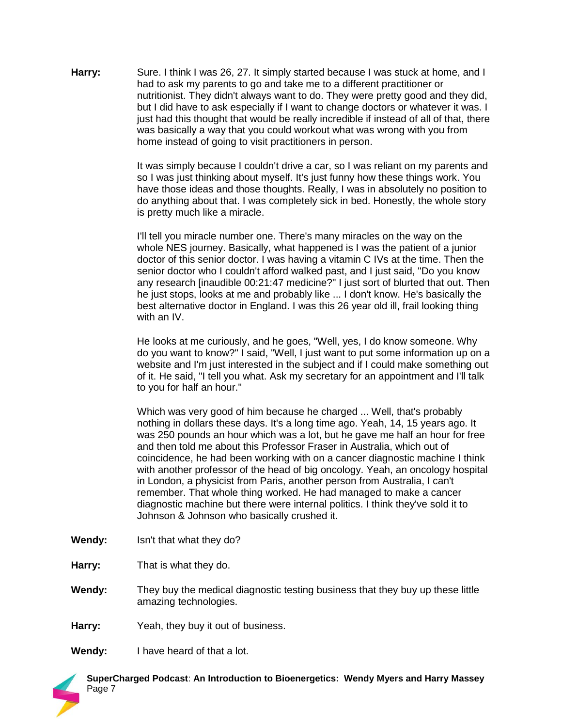**Harry:** Sure. I think I was 26, 27. It simply started because I was stuck at home, and I had to ask my parents to go and take me to a different practitioner or nutritionist. They didn't always want to do. They were pretty good and they did, but I did have to ask especially if I want to change doctors or whatever it was. I just had this thought that would be really incredible if instead of all of that, there was basically a way that you could workout what was wrong with you from home instead of going to visit practitioners in person.

It was simply because I couldn't drive a car, so I was reliant on my parents and so I was just thinking about myself. It's just funny how these things work. You have those ideas and those thoughts. Really, I was in absolutely no position to do anything about that. I was completely sick in bed. Honestly, the whole story is pretty much like a miracle.

I'll tell you miracle number one. There's many miracles on the way on the whole NES journey. Basically, what happened is I was the patient of a junior doctor of this senior doctor. I was having a vitamin C IVs at the time. Then the senior doctor who I couldn't afford walked past, and I just said, "Do you know any research [inaudible 00:21:47 medicine?" I just sort of blurted that out. Then he just stops, looks at me and probably like ... I don't know. He's basically the best alternative doctor in England. I was this 26 year old ill, frail looking thing with an IV.

He looks at me curiously, and he goes, "Well, yes, I do know someone. Why do you want to know?" I said, "Well, I just want to put some information up on a website and I'm just interested in the subject and if I could make something out of it. He said, "I tell you what. Ask my secretary for an appointment and I'll talk to you for half an hour."

Which was very good of him because he charged ... Well, that's probably nothing in dollars these days. It's a long time ago. Yeah, 14, 15 years ago. It was 250 pounds an hour which was a lot, but he gave me half an hour for free and then told me about this Professor Fraser in Australia, which out of coincidence, he had been working with on a cancer diagnostic machine I think with another professor of the head of big oncology. Yeah, an oncology hospital in London, a physicist from Paris, another person from Australia, I can't remember. That whole thing worked. He had managed to make a cancer diagnostic machine but there were internal politics. I think they've sold it to Johnson & Johnson who basically crushed it.

**Wendy:** Isn't that what they do?

**Harry:** That is what they do.

**Wendy:** They buy the medical diagnostic testing business that they buy up these little amazing technologies.

**Harry:** Yeah, they buy it out of business.

**Wendy:** I have heard of that a lot.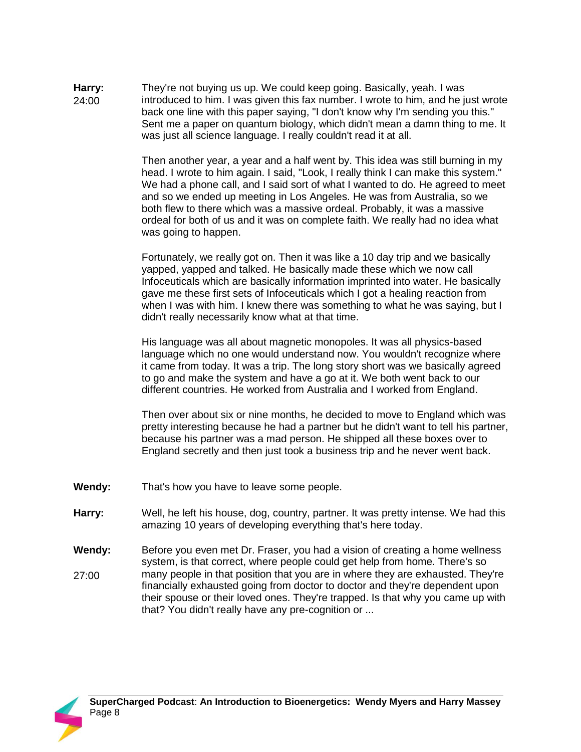**Harry:** 24:00 They're not buying us up. We could keep going. Basically, yeah. I was introduced to him. I was given this fax number. I wrote to him, and he just wrote back one line with this paper saying, "I don't know why I'm sending you this." Sent me a paper on quantum biology, which didn't mean a damn thing to me. It was just all science language. I really couldn't read it at all.

Then another year, a year and a half went by. This idea was still burning in my head. I wrote to him again. I said, "Look, I really think I can make this system." We had a phone call, and I said sort of what I wanted to do. He agreed to meet and so we ended up meeting in Los Angeles. He was from Australia, so we both flew to there which was a massive ordeal. Probably, it was a massive ordeal for both of us and it was on complete faith. We really had no idea what was going to happen.

Fortunately, we really got on. Then it was like a 10 day trip and we basically yapped, yapped and talked. He basically made these which we now call Infoceuticals which are basically information imprinted into water. He basically gave me these first sets of Infoceuticals which I got a healing reaction from when I was with him. I knew there was something to what he was saying, but I didn't really necessarily know what at that time.

His language was all about magnetic monopoles. It was all physics-based language which no one would understand now. You wouldn't recognize where it came from today. It was a trip. The long story short was we basically agreed to go and make the system and have a go at it. We both went back to our different countries. He worked from Australia and I worked from England.

Then over about six or nine months, he decided to move to England which was pretty interesting because he had a partner but he didn't want to tell his partner, because his partner was a mad person. He shipped all these boxes over to England secretly and then just took a business trip and he never went back.

**Wendy:** That's how you have to leave some people.

**Harry:** Well, he left his house, dog, country, partner. It was pretty intense. We had this amazing 10 years of developing everything that's here today.

**Wendy:** 27:00 Before you even met Dr. Fraser, you had a vision of creating a home wellness system, is that correct, where people could get help from home. There's so many people in that position that you are in where they are exhausted. They're financially exhausted going from doctor to doctor and they're dependent upon their spouse or their loved ones. They're trapped. Is that why you came up with that? You didn't really have any pre-cognition or ...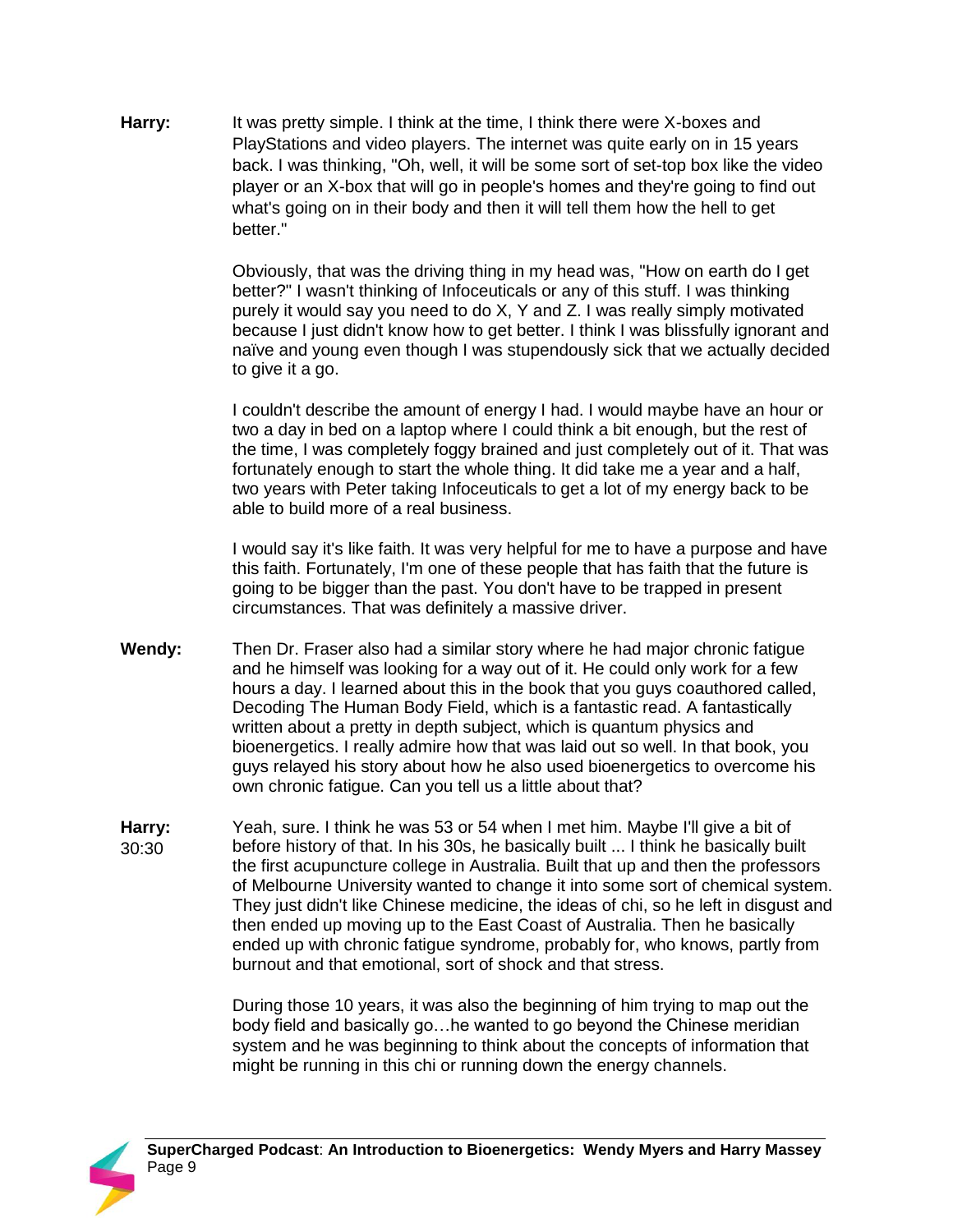**Harry:** It was pretty simple. I think at the time, I think there were X-boxes and PlayStations and video players. The internet was quite early on in 15 years back. I was thinking, "Oh, well, it will be some sort of set-top box like the video player or an X-box that will go in people's homes and they're going to find out what's going on in their body and then it will tell them how the hell to get better."

Obviously, that was the driving thing in my head was, "How on earth do I get better?" I wasn't thinking of Infoceuticals or any of this stuff. I was thinking purely it would say you need to do X, Y and Z. I was really simply motivated because I just didn't know how to get better. I think I was blissfully ignorant and naïve and young even though I was stupendously sick that we actually decided to give it a go.

I couldn't describe the amount of energy I had. I would maybe have an hour or two a day in bed on a laptop where I could think a bit enough, but the rest of the time, I was completely foggy brained and just completely out of it. That was fortunately enough to start the whole thing. It did take me a year and a half, two years with Peter taking Infoceuticals to get a lot of my energy back to be able to build more of a real business.

I would say it's like faith. It was very helpful for me to have a purpose and have this faith. Fortunately, I'm one of these people that has faith that the future is going to be bigger than the past. You don't have to be trapped in present circumstances. That was definitely a massive driver.

**Wendy:** Then Dr. Fraser also had a similar story where he had major chronic fatigue and he himself was looking for a way out of it. He could only work for a few hours a day. I learned about this in the book that you guys coauthored called, Decoding The Human Body Field, which is a fantastic read. A fantastically written about a pretty in depth subject, which is quantum physics and bioenergetics. I really admire how that was laid out so well. In that book, you guys relayed his story about how he also used bioenergetics to overcome his own chronic fatigue. Can you tell us a little about that?

**Harry:** 30:30 Yeah, sure. I think he was 53 or 54 when I met him. Maybe I'll give a bit of before history of that. In his 30s, he basically built ... I think he basically built the first acupuncture college in Australia. Built that up and then the professors of Melbourne University wanted to change it into some sort of chemical system. They just didn't like Chinese medicine, the ideas of chi, so he left in disgust and then ended up moving up to the East Coast of Australia. Then he basically ended up with chronic fatigue syndrome, probably for, who knows, partly from burnout and that emotional, sort of shock and that stress.

During those 10 years, it was also the beginning of him trying to map out the body field and basically go…he wanted to go beyond the Chinese meridian system and he was beginning to think about the concepts of information that might be running in this chi or running down the energy channels.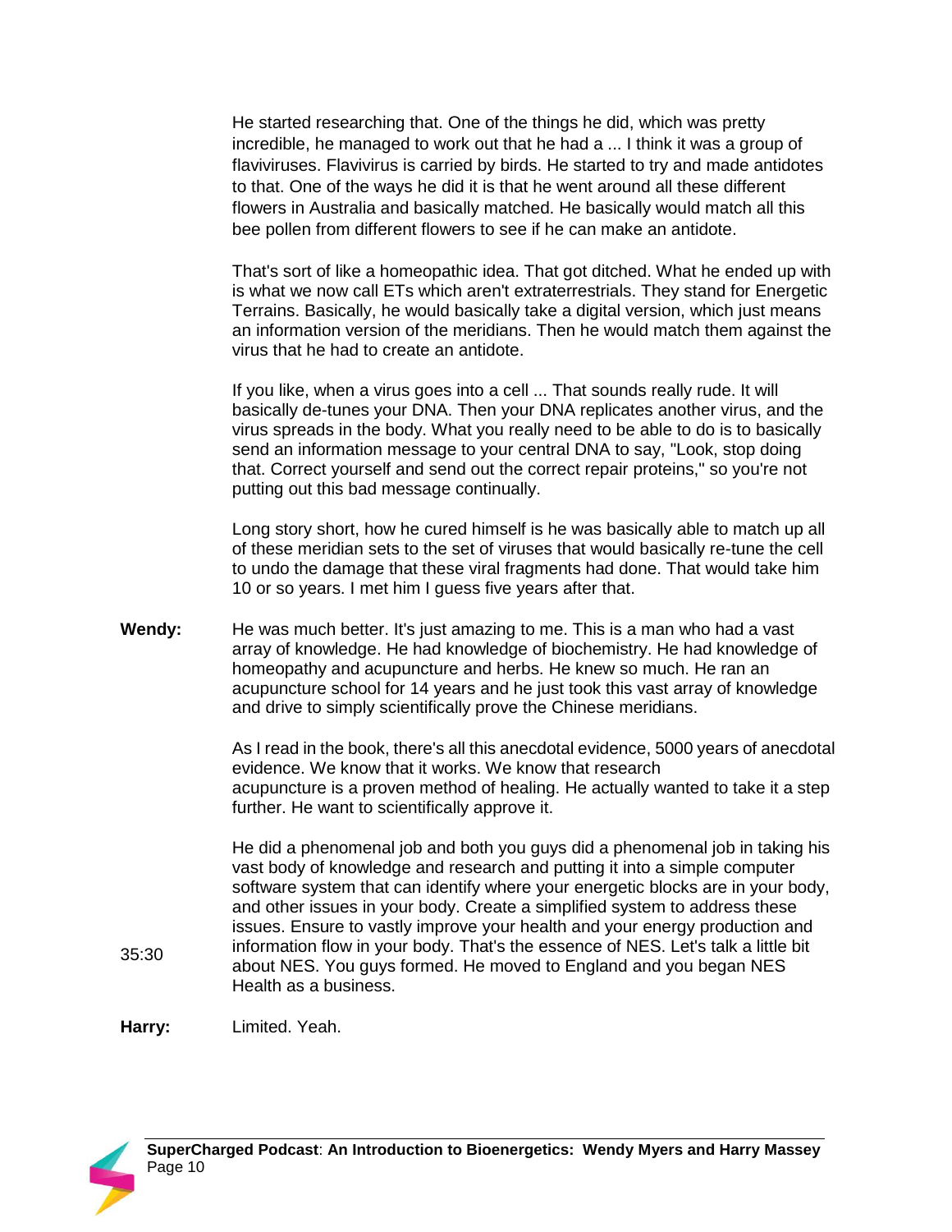He started researching that. One of the things he did, which was pretty incredible, he managed to work out that he had a ... I think it was a group of flaviviruses. Flavivirus is carried by birds. He started to try and made antidotes to that. One of the ways he did it is that he went around all these different flowers in Australia and basically matched. He basically would match all this bee pollen from different flowers to see if he can make an antidote.

That's sort of like a homeopathic idea. That got ditched. What he ended up with is what we now call ETs which aren't extraterrestrials. They stand for Energetic Terrains. Basically, he would basically take a digital version, which just means an information version of the meridians. Then he would match them against the virus that he had to create an antidote.

If you like, when a virus goes into a cell ... That sounds really rude. It will basically de-tunes your DNA. Then your DNA replicates another virus, and the virus spreads in the body. What you really need to be able to do is to basically send an information message to your central DNA to say, "Look, stop doing that. Correct yourself and send out the correct repair proteins," so you're not putting out this bad message continually.

Long story short, how he cured himself is he was basically able to match up all of these meridian sets to the set of viruses that would basically re-tune the cell to undo the damage that these viral fragments had done. That would take him 10 or so years. I met him I guess five years after that.

**Wendy:** He was much better. It's just amazing to me. This is a man who had a vast array of knowledge. He had knowledge of biochemistry. He had knowledge of homeopathy and acupuncture and herbs. He knew so much. He ran an acupuncture school for 14 years and he just took this vast array of knowledge and drive to simply scientifically prove the Chinese meridians.

As I read in the book, there's all this anecdotal evidence, 5000 years of anecdotal evidence. We know that it works. We know that research acupuncture is a proven method of healing. He actually wanted to take it a step further. He want to scientifically approve it.

He did a phenomenal job and both you guys did a phenomenal job in taking his vast body of knowledge and research and putting it into a simple computer software system that can identify where your energetic blocks are in your body, and other issues in your body. Create a simplified system to address these issues. Ensure to vastly improve your health and your energy production and information flow in your body. That's the essence of NES. Let's talk a little bit about NES. You guys formed. He moved to England and you began NES Health as a business.

35:30

**Harry:** Limited. Yeah.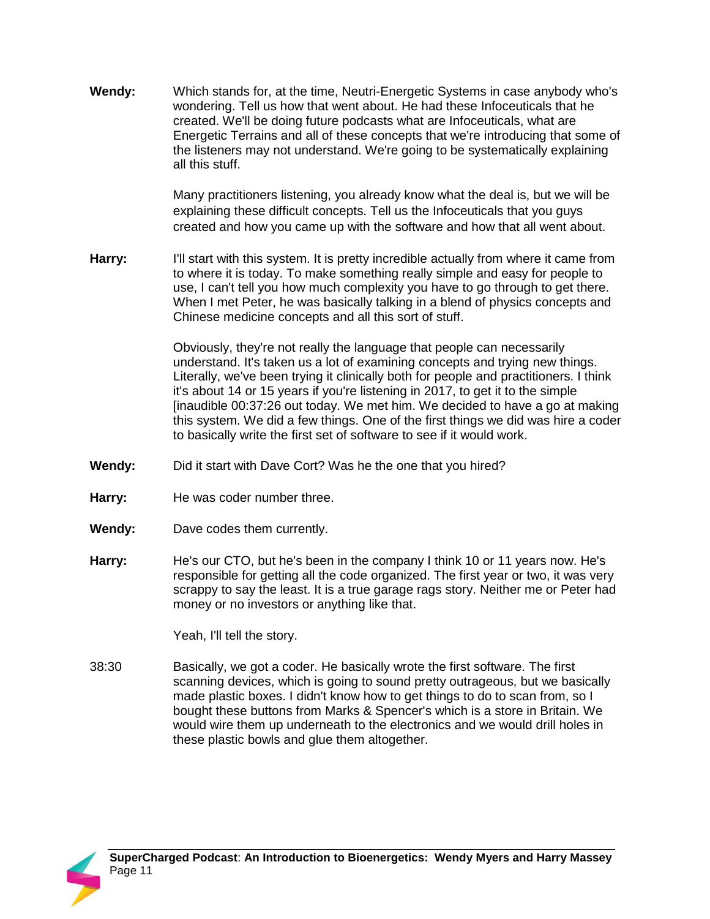**Wendy:** Which stands for, at the time, Neutri-Energetic Systems in case anybody who's wondering. Tell us how that went about. He had these Infoceuticals that he created. We'll be doing future podcasts what are Infoceuticals, what are Energetic Terrains and all of these concepts that we're introducing that some of the listeners may not understand. We're going to be systematically explaining all this stuff.

Many practitioners listening, you already know what the deal is, but we will be explaining these difficult concepts. Tell us the Infoceuticals that you guys created and how you came up with the software and how that all went about.

**Harry:** I'll start with this system. It is pretty incredible actually from where it came from to where it is today. To make something really simple and easy for people to use, I can't tell you how much complexity you have to go through to get there. When I met Peter, he was basically talking in a blend of physics concepts and Chinese medicine concepts and all this sort of stuff.

Obviously, they're not really the language that people can necessarily understand. It's taken us a lot of examining concepts and trying new things. Literally, we've been trying it clinically both for people and practitioners. I think it's about 14 or 15 years if you're listening in 2017, to get it to the simple [inaudible 00:37:26 out today. We met him. We decided to have a go at making this system. We did a few things. One of the first things we did was hire a coder to basically write the first set of software to see if it would work.

**Wendy:** Did it start with Dave Cort? Was he the one that you hired?

**Harry:** He was coder number three.

**Wendy:** Dave codes them currently.

**Harry:** He's our CTO, but he's been in the company I think 10 or 11 years now. He's responsible for getting all the code organized. The first year or two, it was very scrappy to say the least. It is a true garage rags story. Neither me or Peter had money or no investors or anything like that.

Yeah, I'll tell the story.

38:30 Basically, we got a coder. He basically wrote the first software. The first scanning devices, which is going to sound pretty outrageous, but we basically made plastic boxes. I didn't know how to get things to do to scan from, so I bought these buttons from Marks & Spencer's which is a store in Britain. We would wire them up underneath to the electronics and we would drill holes in these plastic bowls and glue them altogether.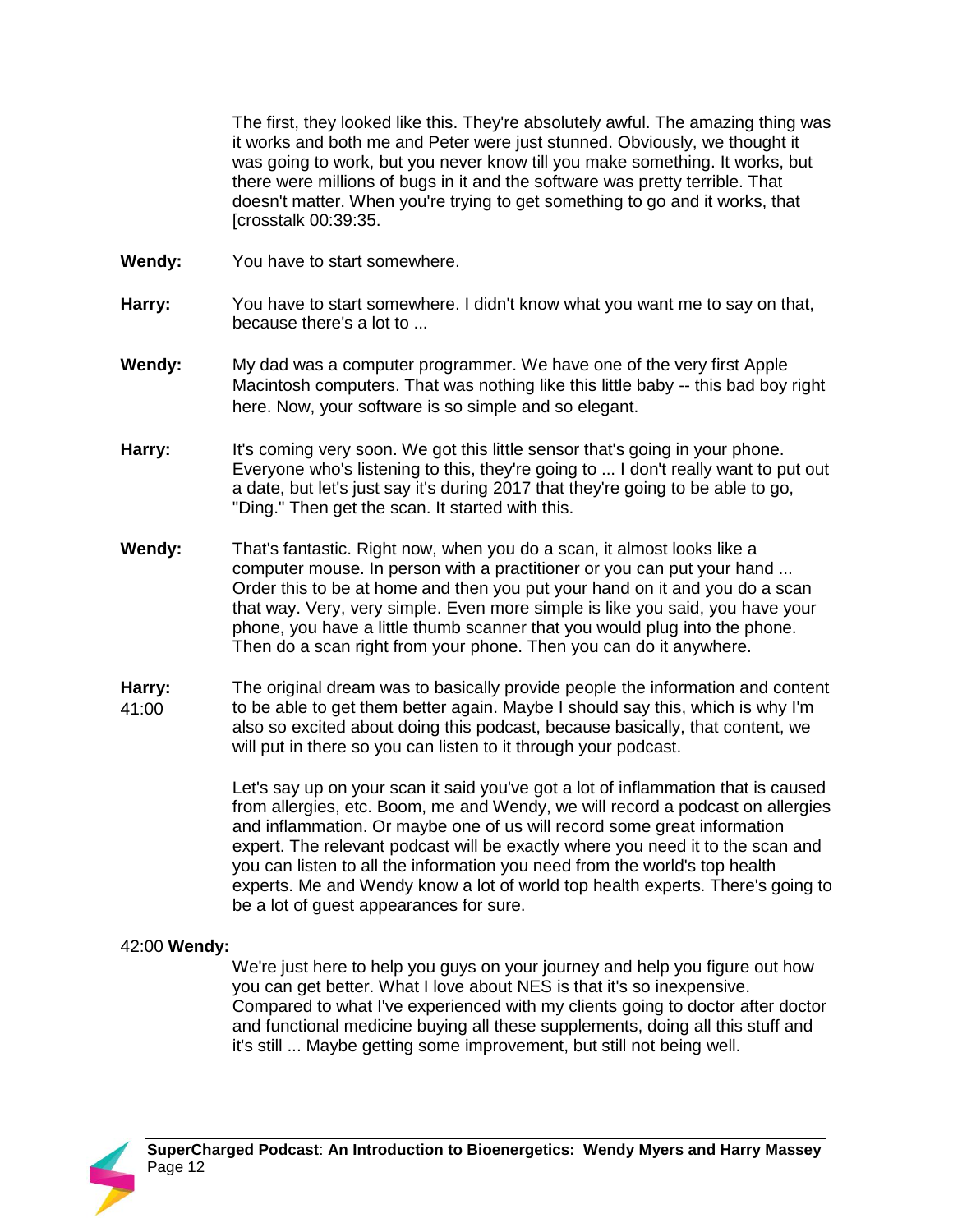The first, they looked like this. They're absolutely awful. The amazing thing was it works and both me and Peter were just stunned. Obviously, we thought it was going to work, but you never know till you make something. It works, but there were millions of bugs in it and the software was pretty terrible. That doesn't matter. When you're trying to get something to go and it works, that [crosstalk 00:39:35.

**Wendy:** You have to start somewhere.

**Harry:** You have to start somewhere. I didn't know what you want me to say on that, because there's a lot to ...

**Wendy:** My dad was a computer programmer. We have one of the very first Apple Macintosh computers. That was nothing like this little baby -- this bad boy right here. Now, your software is so simple and so elegant.

**Harry:** It's coming very soon. We got this little sensor that's going in your phone. Everyone who's listening to this, they're going to ... I don't really want to put out a date, but let's just say it's during 2017 that they're going to be able to go, "Ding." Then get the scan. It started with this.

**Wendy:** That's fantastic. Right now, when you do a scan, it almost looks like a computer mouse. In person with a practitioner or you can put your hand ... Order this to be at home and then you put your hand on it and you do a scan that way. Very, very simple. Even more simple is like you said, you have your phone, you have a little thumb scanner that you would plug into the phone. Then do a scan right from your phone. Then you can do it anywhere.

**Harry:** 41:00 The original dream was to basically provide people the information and content to be able to get them better again. Maybe I should say this, which is why I'm also so excited about doing this podcast, because basically, that content, we will put in there so you can listen to it through your podcast.

Let's say up on your scan it said you've got a lot of inflammation that is caused from allergies, etc. Boom, me and Wendy, we will record a podcast on allergies and inflammation. Or maybe one of us will record some great information expert. The relevant podcast will be exactly where you need it to the scan and you can listen to all the information you need from the world's top health experts. Me and Wendy know a lot of world top health experts. There's going to be a lot of guest appearances for sure.

42:00 **Wendy:**

We're just here to help you guys on your journey and help you figure out how you can get better. What I love about NES is that it's so inexpensive. Compared to what I've experienced with my clients going to doctor after doctor and functional medicine buying all these supplements, doing all this stuff and it's still ... Maybe getting some improvement, but still not being well.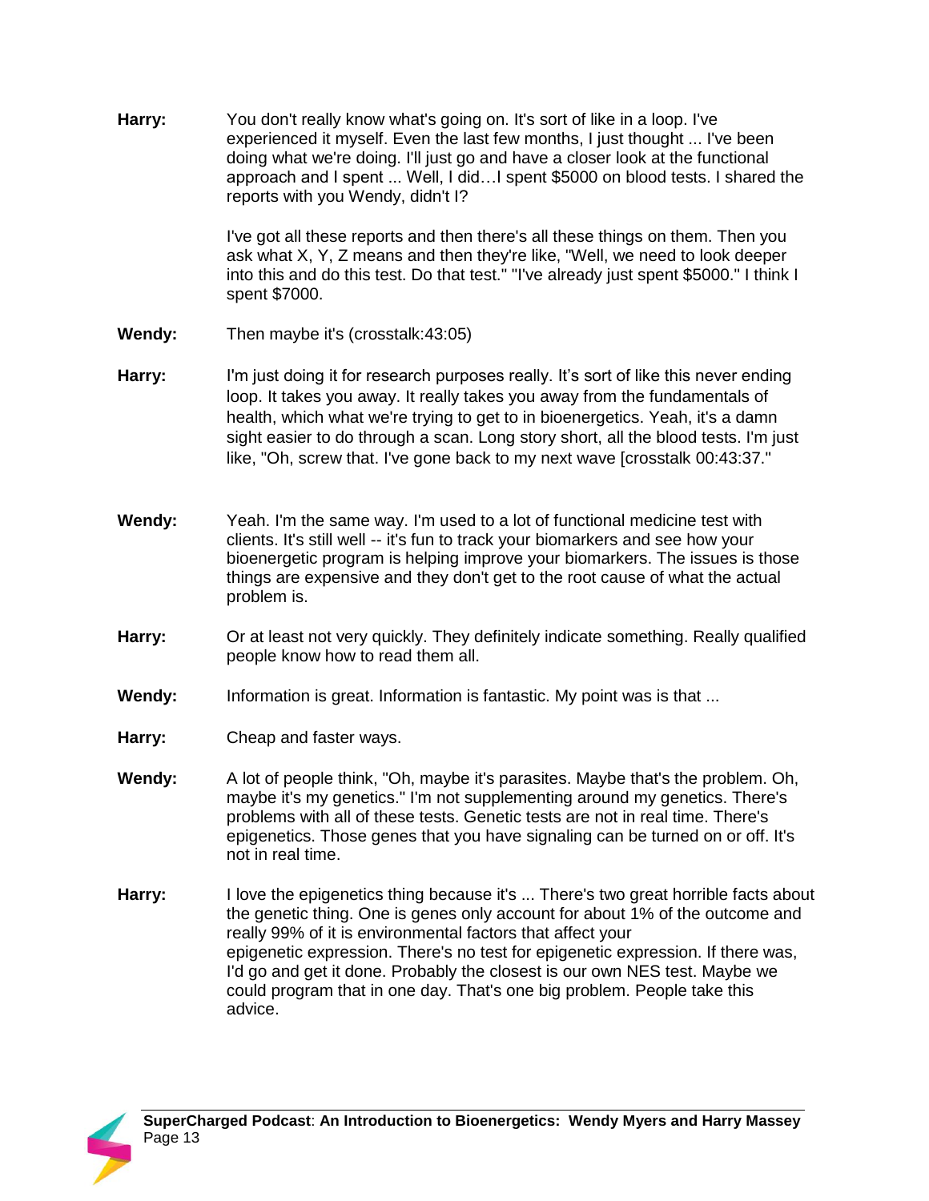**Harry:** You don't really know what's going on. It's sort of like in a loop. I've experienced it myself. Even the last few months, I just thought ... I've been doing what we're doing. I'll just go and have a closer look at the functional approach and I spent ... Well, I did…I spent $5000 on blood tests. I shared the reports with you Wendy, didn't I?

I've got all these reports and then there's all these things on them. Then you ask what X, Y, Z means and then they're like, "Well, we need to look deeper into this and do this test. Do that test." "I've already just spent $5000." I think I spent $7000.

**Wendy:** Then maybe it's (crosstalk:43:05)

**Harry:** I'm just doing it for research purposes really. It's sort of like this never ending loop. It takes you away. It really takes you away from the fundamentals of health, which what we're trying to get to in bioenergetics. Yeah, it's a damn sight easier to do through a scan. Long story short, all the blood tests. I'm just like, "Oh, screw that. I've gone back to my next wave [crosstalk 00:43:37."

**Wendy:** Yeah. I'm the same way. I'm used to a lot of functional medicine test with clients. It's still well -- it's fun to track your biomarkers and see how your bioenergetic program is helping improve your biomarkers. The issues is those things are expensive and they don't get to the root cause of what the actual problem is.

**Harry:** Or at least not very quickly. They definitely indicate something. Really qualified people know how to read them all.

**Wendy:** Information is great. Information is fantastic. My point was is that ...

**Harry:** Cheap and faster ways.

**Wendy:** A lot of people think, "Oh, maybe it's parasites. Maybe that's the problem. Oh, maybe it's my genetics." I'm not supplementing around my genetics. There's problems with all of these tests. Genetic tests are not in real time. There's epigenetics. Those genes that you have signaling can be turned on or off. It's not in real time.

**Harry:** I love the epigenetics thing because it's ... There's two great horrible facts about the genetic thing. One is genes only account for about 1% of the outcome and really 99% of it is environmental factors that affect your epigenetic expression. There's no test for epigenetic expression. If there was, I'd go and get it done. Probably the closest is our own NES test. Maybe we could program that in one day. That's one big problem. People take this advice.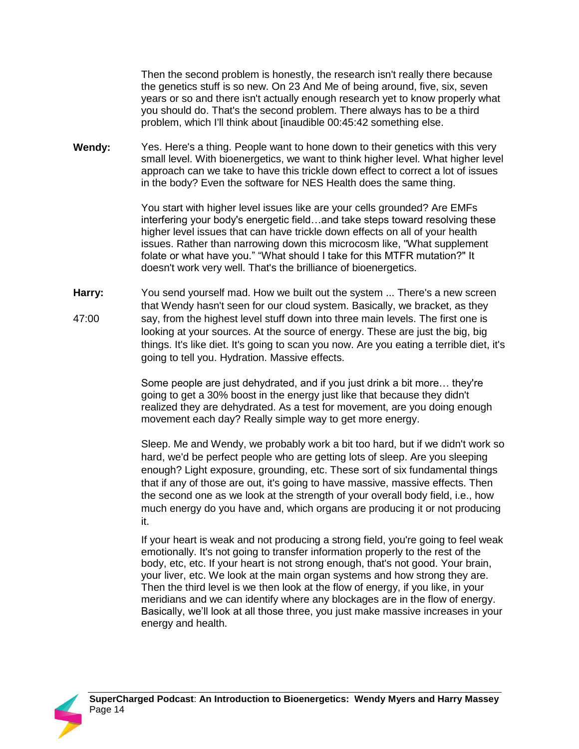Then the second problem is honestly, the research isn't really there because the genetics stuff is so new. On 23 And Me of being around, five, six, seven years or so and there isn't actually enough research yet to know properly what you should do. That's the second problem. There always has to be a third problem, which I'll think about [inaudible 00:45:42 something else.

**Wendy:** Yes. Here's a thing. People want to hone down to their genetics with this very small level. With bioenergetics, we want to think higher level. What higher level approach can we take to have this trickle down effect to correct a lot of issues in the body? Even the software for NES Health does the same thing.

You start with higher level issues like are your cells grounded? Are EMFs interfering your body's energetic field…and take steps toward resolving these higher level issues that can have trickle down effects on all of your health issues. Rather than narrowing down this microcosm like, "What supplement folate or what have you." "What should I take for this MTFR mutation?" It doesn't work very well. That's the brilliance of bioenergetics.

**Harry:** You send yourself mad. How we built out the system ... There's a new screen that Wendy hasn't seen for our cloud system. Basically, we bracket, as they say, from the highest level stuff down into three main levels. The first one is looking at your sources. At the source of energy. These are just the big, big things. It's like diet. It's going to scan you now. Are you eating a terrible diet, it's going to tell you. Hydration. Massive effects.

47:00

Some people are just dehydrated, and if you just drink a bit more… they're going to get a 30% boost in the energy just like that because they didn't realized they are dehydrated. As a test for movement, are you doing enough movement each day? Really simple way to get more energy.

Sleep. Me and Wendy, we probably work a bit too hard, but if we didn't work so hard, we'd be perfect people who are getting lots of sleep. Are you sleeping enough? Light exposure, grounding, etc. These sort of six fundamental things that if any of those are out, it's going to have massive, massive effects. Then the second one as we look at the strength of your overall body field, i.e., how much energy do you have and, which organs are producing it or not producing it.

If your heart is weak and not producing a strong field, you're going to feel weak emotionally. It's not going to transfer information properly to the rest of the body, etc, etc. If your heart is not strong enough, that's not good. Your brain, your liver, etc. We look at the main organ systems and how strong they are. Then the third level is we then look at the flow of energy, if you like, in your meridians and we can identify where any blockages are in the flow of energy. Basically, we'll look at all those three, you just make massive increases in your energy and health.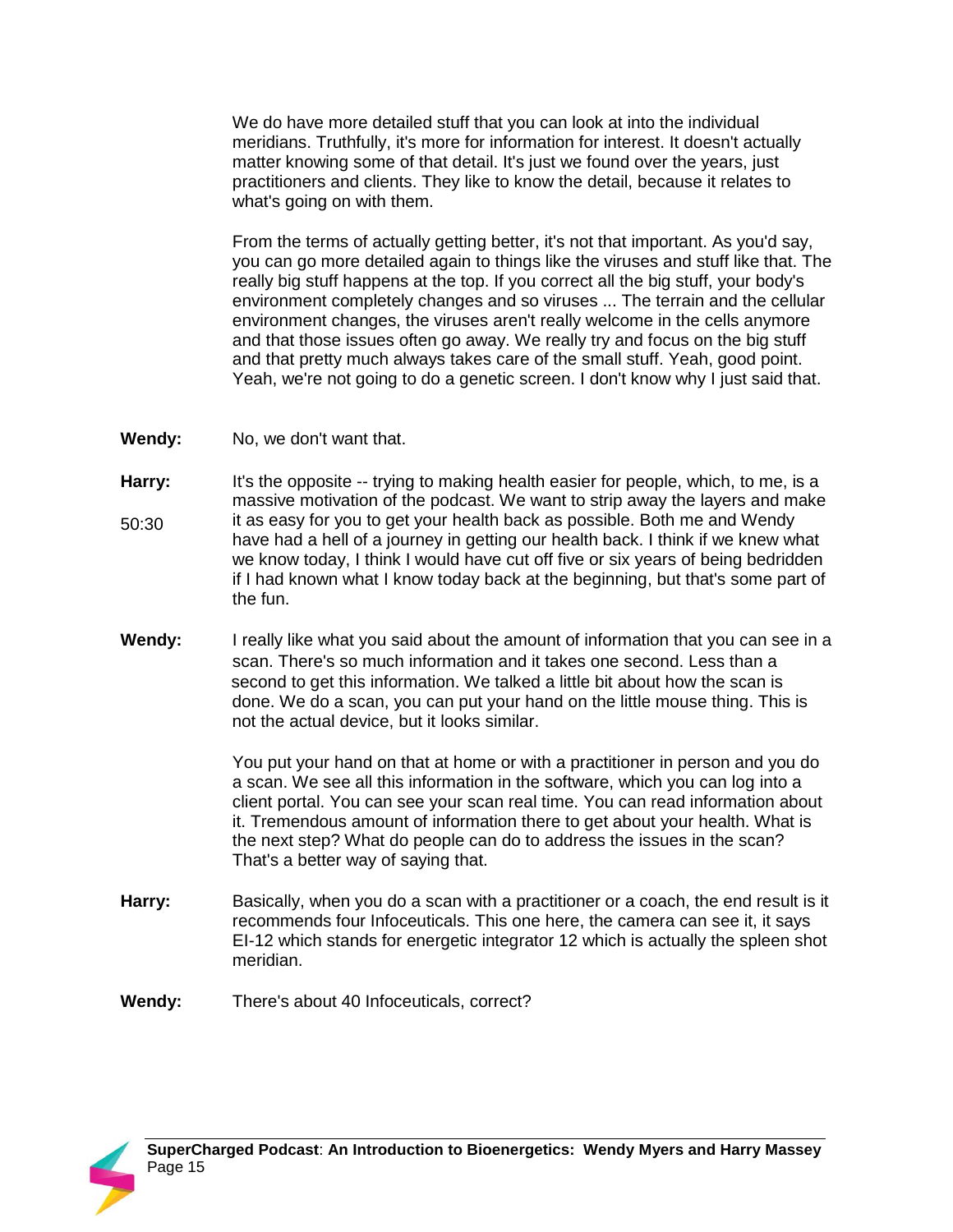We do have more detailed stuff that you can look at into the individual meridians. Truthfully, it's more for information for interest. It doesn't actually matter knowing some of that detail. It's just we found over the years, just practitioners and clients. They like to know the detail, because it relates to what's going on with them.

From the terms of actually getting better, it's not that important. As you'd say, you can go more detailed again to things like the viruses and stuff like that. The really big stuff happens at the top. If you correct all the big stuff, your body's environment completely changes and so viruses ... The terrain and the cellular environment changes, the viruses aren't really welcome in the cells anymore and that those issues often go away. We really try and focus on the big stuff and that pretty much always takes care of the small stuff. Yeah, good point. Yeah, we're not going to do a genetic screen. I don't know why I just said that.

**Wendy:** No, we don't want that.

**Harry:** It's the opposite -- trying to making health easier for people, which, to me, is a massive motivation of the podcast. We want to strip away the layers and make it as easy for you to get your health back as possible. Both me and Wendy have had a hell of a journey in getting our health back. I think if we knew what we know today, I think I would have cut off five or six years of being bedridden if I had known what I know today back at the beginning, but that's some part of the fun.

50:30

**Wendy:** I really like what you said about the amount of information that you can see in a scan. There's so much information and it takes one second. Less than a second to get this information. We talked a little bit about how the scan is done. We do a scan, you can put your hand on the little mouse thing. This is not the actual device, but it looks similar.

You put your hand on that at home or with a practitioner in person and you do a scan. We see all this information in the software, which you can log into a client portal. You can see your scan real time. You can read information about it. Tremendous amount of information there to get about your health. What is the next step? What do people can do to address the issues in the scan? That's a better way of saying that.

**Harry:** Basically, when you do a scan with a practitioner or a coach, the end result is it recommends four Infoceuticals. This one here, the camera can see it, it says EI-12 which stands for energetic integrator 12 which is actually the spleen shot meridian.

**Wendy:** There's about 40 Infoceuticals, correct?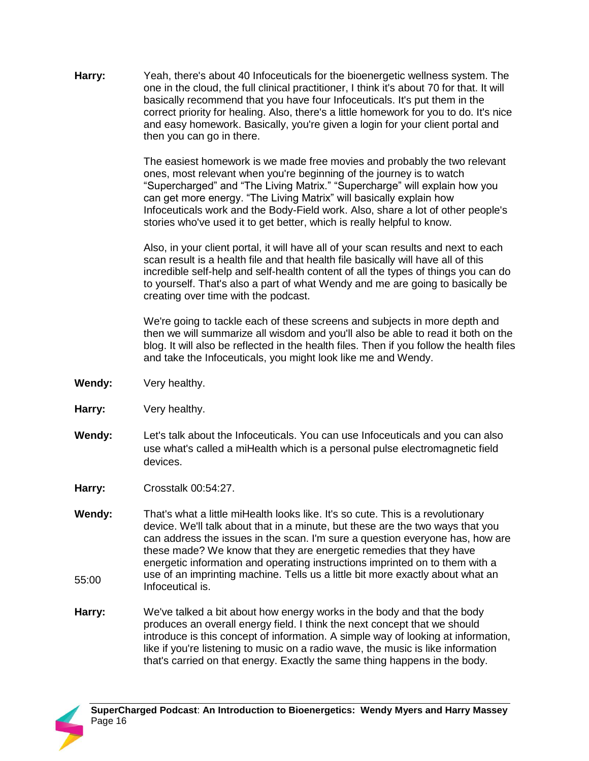**Harry:** Yeah, there's about 40 Infoceuticals for the bioenergetic wellness system. The one in the cloud, the full clinical practitioner, I think it's about 70 for that. It will basically recommend that you have four Infoceuticals. It's put them in the correct priority for healing. Also, there's a little homework for you to do. It's nice and easy homework. Basically, you're given a login for your client portal and then you can go in there.

The easiest homework is we made free movies and probably the two relevant ones, most relevant when you're beginning of the journey is to watch "Supercharged" and "The Living Matrix." "Supercharge" will explain how you can get more energy. "The Living Matrix" will basically explain how Infoceuticals work and the Body-Field work. Also, share a lot of other people's stories who've used it to get better, which is really helpful to know.

Also, in your client portal, it will have all of your scan results and next to each scan result is a health file and that health file basically will have all of this incredible self-help and self-health content of all the types of things you can do to yourself. That's also a part of what Wendy and me are going to basically be creating over time with the podcast.

We're going to tackle each of these screens and subjects in more depth and then we will summarize all wisdom and you'll also be able to read it both on the blog. It will also be reflected in the health files. Then if you follow the health files and take the Infoceuticals, you might look like me and Wendy.

**Wendy:** Very healthy.

**Harry:** Very healthy.

**Wendy:** Let's talk about the Infoceuticals. You can use Infoceuticals and you can also use what's called a miHealth which is a personal pulse electromagnetic field devices.

**Harry:** Crosstalk 00:54:27.

**Wendy:** That's what a little miHealth looks like. It's so cute. This is a revolutionary device. We'll talk about that in a minute, but these are the two ways that you can address the issues in the scan. I'm sure a question everyone has, how are these made? We know that they are energetic remedies that they have energetic information and operating instructions imprinted on to them with a use of an imprinting machine. Tells us a little bit more exactly about what an Infoceutical is.

55:00

**Harry:** We've talked a bit about how energy works in the body and that the body produces an overall energy field. I think the next concept that we should introduce is this concept of information. A simple way of looking at information, like if you're listening to music on a radio wave, the music is like information that's carried on that energy. Exactly the same thing happens in the body.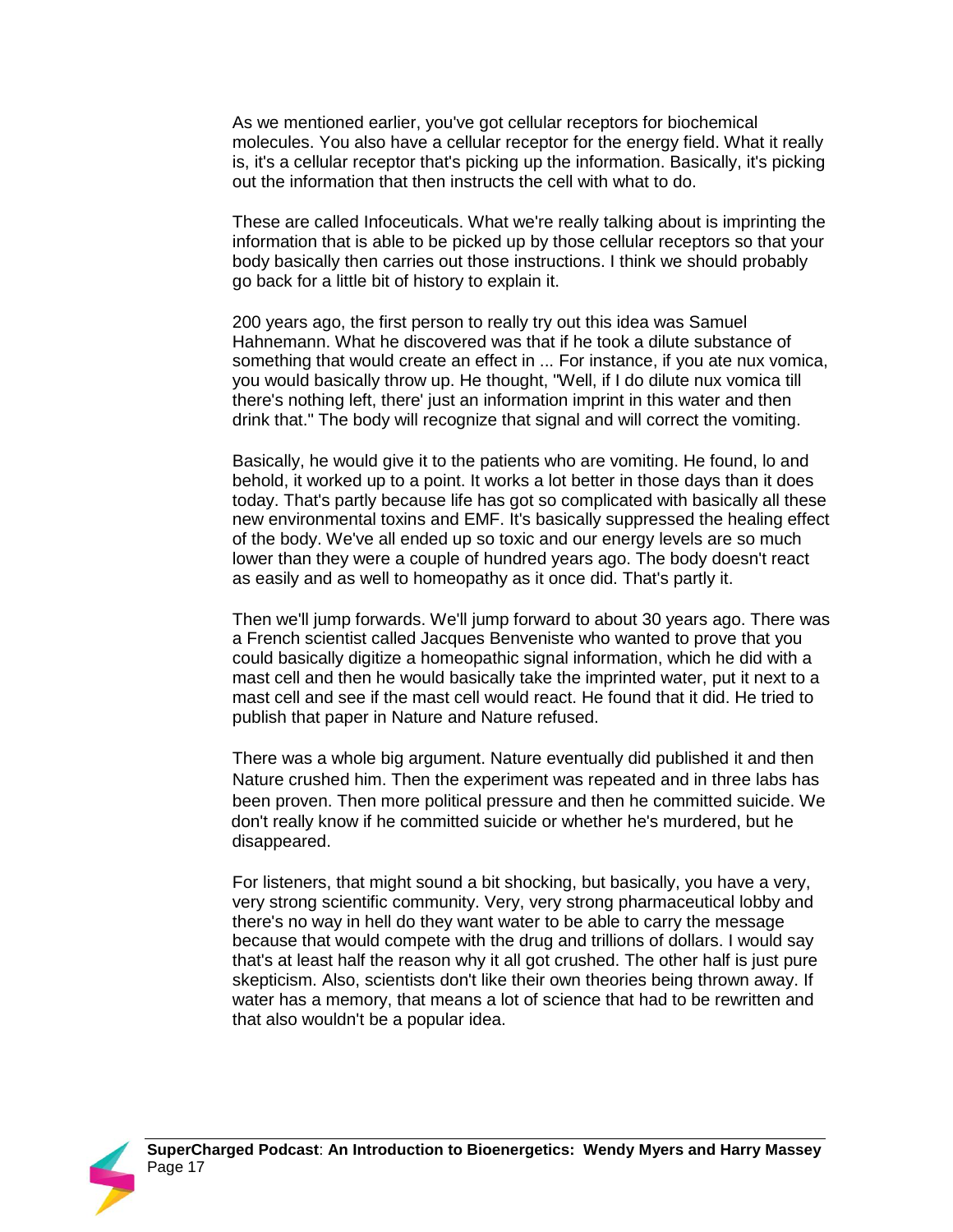As we mentioned earlier, you've got cellular receptors for biochemical molecules. You also have a cellular receptor for the energy field. What it really is, it's a cellular receptor that's picking up the information. Basically, it's picking out the information that then instructs the cell with what to do.

These are called Infoceuticals. What we're really talking about is imprinting the information that is able to be picked up by those cellular receptors so that your body basically then carries out those instructions. I think we should probably go back for a little bit of history to explain it.

200 years ago, the first person to really try out this idea was Samuel Hahnemann. What he discovered was that if he took a dilute substance of something that would create an effect in ... For instance, if you ate nux vomica, you would basically throw up. He thought, "Well, if I do dilute nux vomica till there's nothing left, there' just an information imprint in this water and then drink that." The body will recognize that signal and will correct the vomiting.

Basically, he would give it to the patients who are vomiting. He found, lo and behold, it worked up to a point. It works a lot better in those days than it does today. That's partly because life has got so complicated with basically all these new environmental toxins and EMF. It's basically suppressed the healing effect of the body. We've all ended up so toxic and our energy levels are so much lower than they were a couple of hundred years ago. The body doesn't react as easily and as well to homeopathy as it once did. That's partly it.

Then we'll jump forwards. We'll jump forward to about 30 years ago. There was a French scientist called Jacques Benveniste who wanted to prove that you could basically digitize a homeopathic signal information, which he did with a mast cell and then he would basically take the imprinted water, put it next to a mast cell and see if the mast cell would react. He found that it did. He tried to publish that paper in Nature and Nature refused.

There was a whole big argument. Nature eventually did published it and then Nature crushed him. Then the experiment was repeated and in three labs has been proven. Then more political pressure and then he committed suicide. We don't really know if he committed suicide or whether he's murdered, but he disappeared.

For listeners, that might sound a bit shocking, but basically, you have a very, very strong scientific community. Very, very strong pharmaceutical lobby and there's no way in hell do they want water to be able to carry the message because that would compete with the drug and trillions of dollars. I would say that's at least half the reason why it all got crushed. The other half is just pure skepticism. Also, scientists don't like their own theories being thrown away. If water has a memory, that means a lot of science that had to be rewritten and that also wouldn't be a popular idea.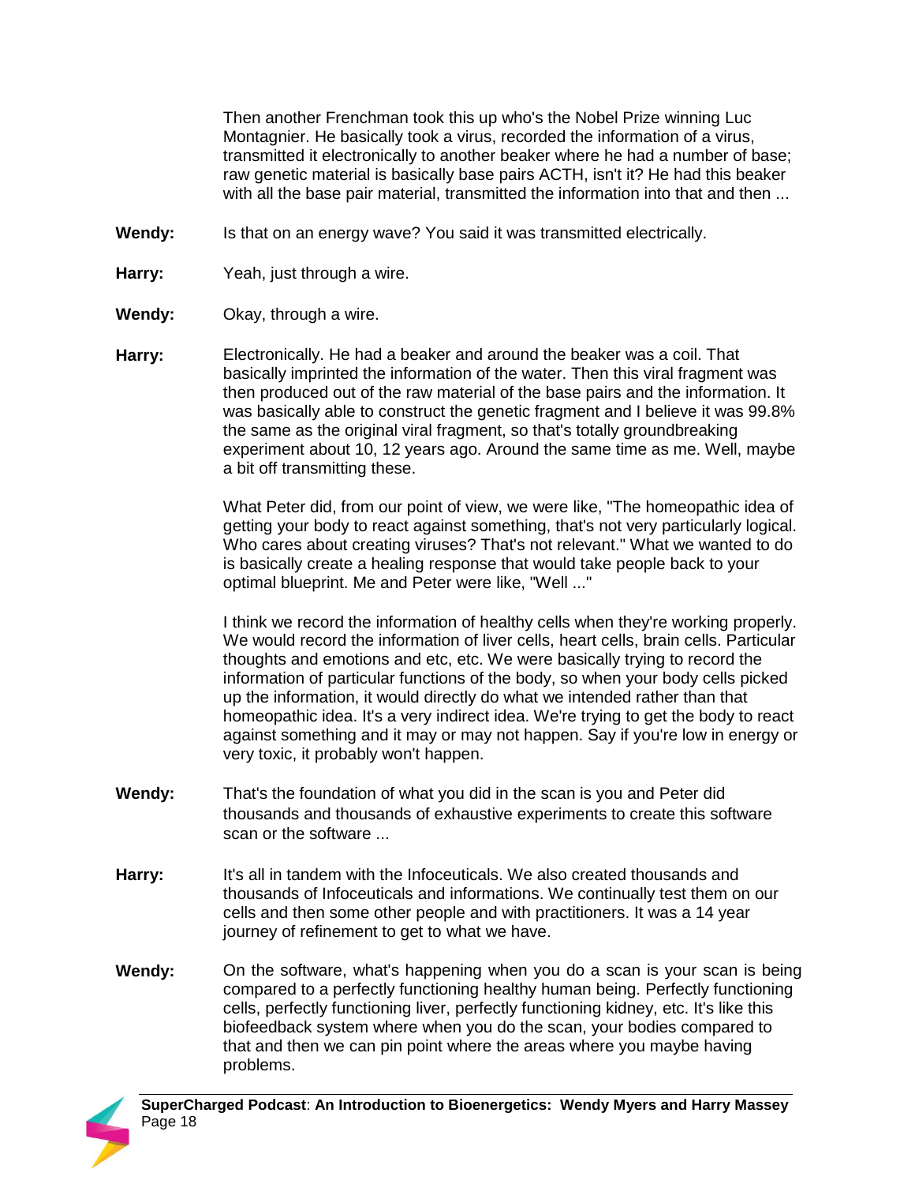Then another Frenchman took this up who's the Nobel Prize winning Luc Montagnier. He basically took a virus, recorded the information of a virus, transmitted it electronically to another beaker where he had a number of base; raw genetic material is basically base pairs ACTH, isn't it? He had this beaker with all the base pair material, transmitted the information into that and then ...

**Wendy:** Is that on an energy wave? You said it was transmitted electrically.

**Harry:** Yeah, just through a wire.

**Wendy:** Okay, through a wire.

**Harry:** Electronically. He had a beaker and around the beaker was a coil. That basically imprinted the information of the water. Then this viral fragment was then produced out of the raw material of the base pairs and the information. It was basically able to construct the genetic fragment and I believe it was 99.8% the same as the original viral fragment, so that's totally groundbreaking experiment about 10, 12 years ago. Around the same time as me. Well, maybe a bit off transmitting these.

What Peter did, from our point of view, we were like, "The homeopathic idea of getting your body to react against something, that's not very particularly logical. Who cares about creating viruses? That's not relevant." What we wanted to do is basically create a healing response that would take people back to your optimal blueprint. Me and Peter were like, "Well ..."

I think we record the information of healthy cells when they're working properly. We would record the information of liver cells, heart cells, brain cells. Particular thoughts and emotions and etc, etc. We were basically trying to record the information of particular functions of the body, so when your body cells picked up the information, it would directly do what we intended rather than that homeopathic idea. It's a very indirect idea. We're trying to get the body to react against something and it may or may not happen. Say if you're low in energy or very toxic, it probably won't happen.

**Wendy:** That's the foundation of what you did in the scan is you and Peter did thousands and thousands of exhaustive experiments to create this software scan or the software ...

**Harry:** It's all in tandem with the Infoceuticals. We also created thousands and thousands of Infoceuticals and informations. We continually test them on our cells and then some other people and with practitioners. It was a 14 year journey of refinement to get to what we have.

**Wendy:** On the software, what's happening when you do a scan is your scan is being compared to a perfectly functioning healthy human being. Perfectly functioning cells, perfectly functioning liver, perfectly functioning kidney, etc. It's like this biofeedback system where when you do the scan, your bodies compared to that and then we can pin point where the areas where you maybe having problems.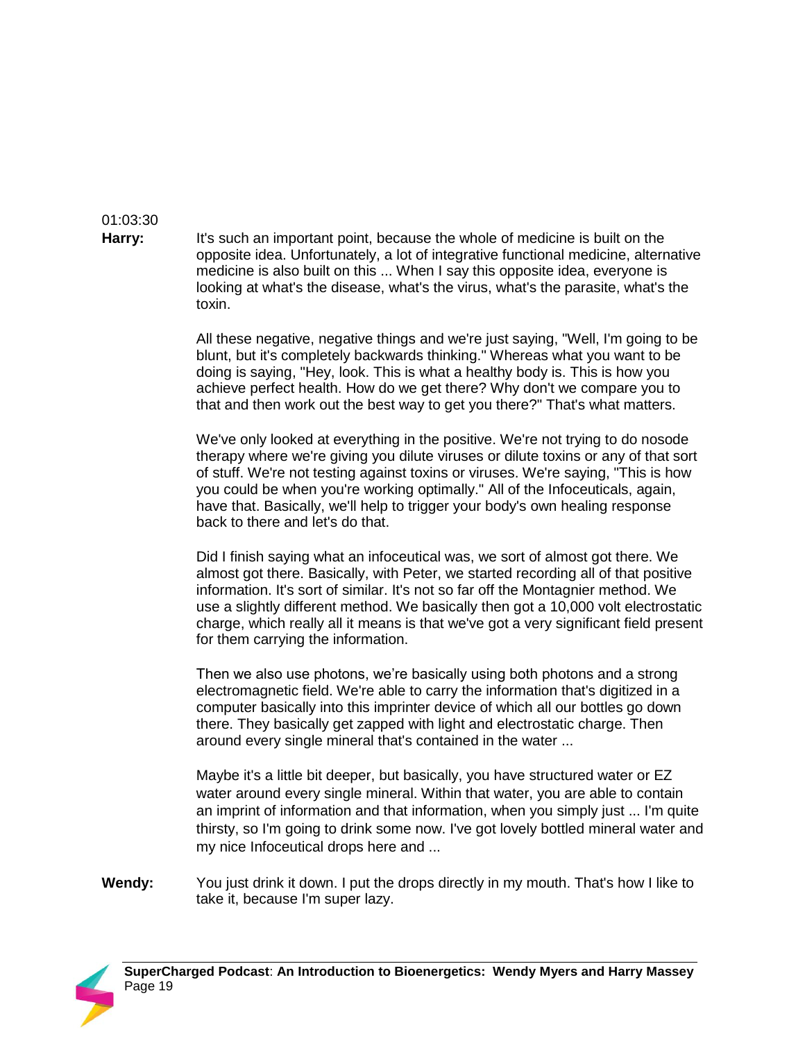01:03:30

**Harry:** It's such an important point, because the whole of medicine is built on the opposite idea. Unfortunately, a lot of integrative functional medicine, alternative medicine is also built on this ... When I say this opposite idea, everyone is looking at what's the disease, what's the virus, what's the parasite, what's the toxin.

All these negative, negative things and we're just saying, "Well, I'm going to be blunt, but it's completely backwards thinking." Whereas what you want to be doing is saying, "Hey, look. This is what a healthy body is. This is how you achieve perfect health. How do we get there? Why don't we compare you to that and then work out the best way to get you there?" That's what matters.

We've only looked at everything in the positive. We're not trying to do nosode therapy where we're giving you dilute viruses or dilute toxins or any of that sort of stuff. We're not testing against toxins or viruses. We're saying, "This is how you could be when you're working optimally." All of the Infoceuticals, again, have that. Basically, we'll help to trigger your body's own healing response back to there and let's do that.

Did I finish saying what an infoceutical was, we sort of almost got there. We almost got there. Basically, with Peter, we started recording all of that positive information. It's sort of similar. It's not so far off the Montagnier method. We use a slightly different method. We basically then got a 10,000 volt electrostatic charge, which really all it means is that we've got a very significant field present for them carrying the information.

Then we also use photons, we're basically using both photons and a strong electromagnetic field. We're able to carry the information that's digitized in a computer basically into this imprinter device of which all our bottles go down there. They basically get zapped with light and electrostatic charge. Then around every single mineral that's contained in the water ...

Maybe it's a little bit deeper, but basically, you have structured water or EZ water around every single mineral. Within that water, you are able to contain an imprint of information and that information, when you simply just ... I'm quite thirsty, so I'm going to drink some now. I've got lovely bottled mineral water and my nice Infoceutical drops here and ...

**Wendy:** You just drink it down. I put the drops directly in my mouth. That's how I like to take it, because I'm super lazy.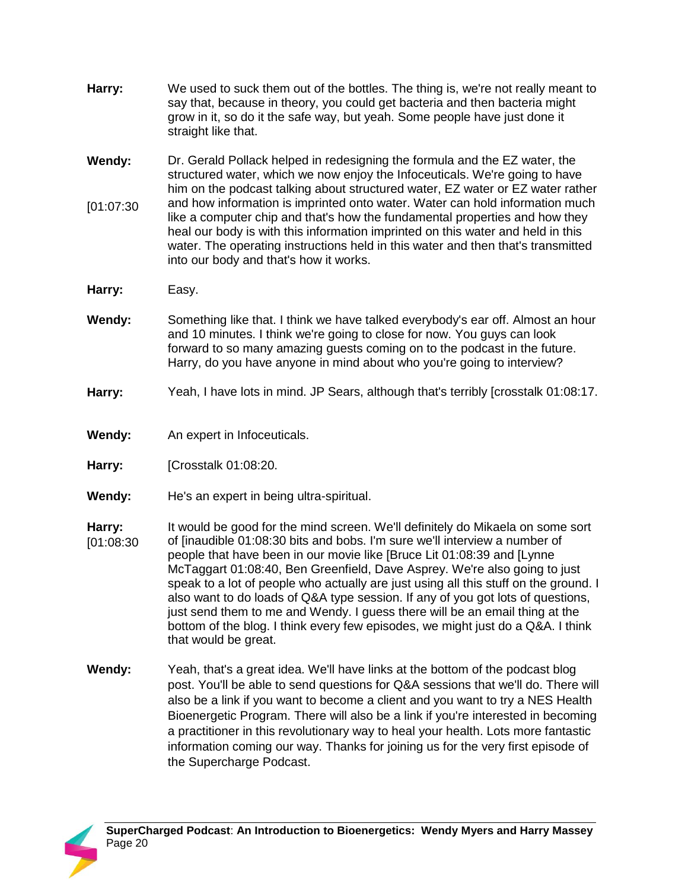**Harry:** We used to suck them out of the bottles. The thing is, we're not really meant to say that, because in theory, you could get bacteria and then bacteria might grow in it, so do it the safe way, but yeah. Some people have just done it straight like that.

**Wendy:** Dr. Gerald Pollack helped in redesigning the formula and the EZ water, the structured water, which we now enjoy the Infoceuticals. We're going to have him on the podcast talking about structured water, EZ water or EZ water rather and how information is imprinted onto water. Water can hold information much like a computer chip and that's how the fundamental properties and how they heal our body is with this information imprinted on this water and held in this water. The operating instructions held in this water and then that's transmitted into our body and that's how it works.

[01:07:30

**Harry:** Easy.

**Wendy:** Something like that. I think we have talked everybody's ear off. Almost an hour and 10 minutes. I think we're going to close for now. You guys can look forward to so many amazing guests coming on to the podcast in the future. Harry, do you have anyone in mind about who you're going to interview?

**Harry:** Yeah, I have lots in mind. JP Sears, although that's terribly [crosstalk 01:08:17.

**Wendy:** An expert in Infoceuticals.

**Harry:** [Crosstalk 01:08:20.

**Wendy:** He's an expert in being ultra-spiritual.

**Harry:** It would be good for the mind screen. We'll definitely do Mikaela on some sort of [inaudible 01:08:30 bits and bobs. I'm sure we'll interview a number of people that have been in our movie like [Bruce Lit 01:08:39 and [Lynne McTaggart 01:08:40, Ben Greenfield, Dave Asprey. We're also going to just speak to a lot of people who actually are just using all this stuff on the ground. I also want to do loads of Q&A type session. If any of you got lots of questions, just send them to me and Wendy. I guess there will be an email thing at the bottom of the blog. I think every few episodes, we might just do a Q&A. I think that would be great.

[01:08:30

**Wendy:** Yeah, that's a great idea. We'll have links at the bottom of the podcast blog post. You'll be able to send questions for Q&A sessions that we'll do. There will also be a link if you want to become a client and you want to try a NES Health Bioenergetic Program. There will also be a link if you're interested in becoming a practitioner in this revolutionary way to heal your health. Lots more fantastic information coming our way. Thanks for joining us for the very first episode of the Supercharge Podcast.